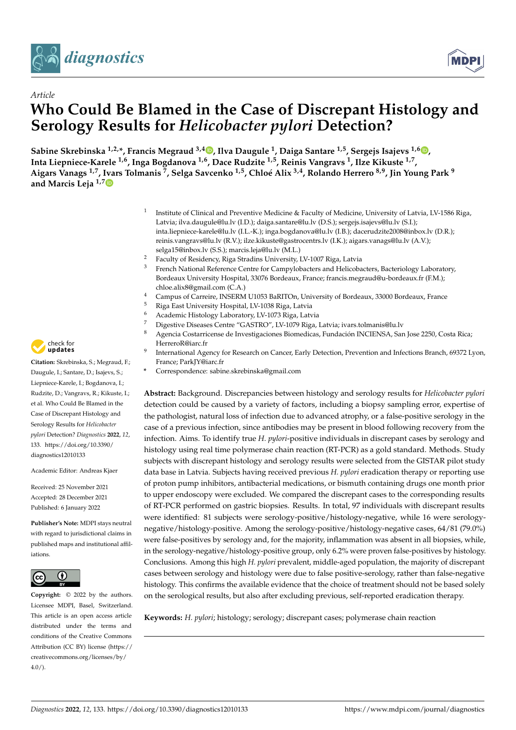*Article*

# Who Could Be Blamed in the Case of Discrepant Histology and Serology Results for *Helicobacter pylori* Detection?

**Sabine Skrebinska [1,2,*], Francis Megraud [3,4], Ilva Daugule [1], Daiga Santare [1,5], Sergejs Isajevs [1,6], Inta Liepniece-Karele [1,6], Inga Bogdanova [1,6], Dace Rudzite [1,5], Reinis Vangravs [1], Ilze Kikuste [1,7], Aigars Vanags [1,7], Ivars Tolmanis [7], Selga Savcenko [1,5], Chloé Alix [3,4], Rolando Herrero [8,9], Jin Young Park [9] and Marcis Leja [1,7]**

[1] Institute of Clinical and Preventive Medicine & Faculty of Medicine, University of Latvia, LV-1586 Riga, Latvia; ilva.daugule@lu.lv (I.D.); daiga.santare@lu.lv (D.S.); sergejs.isajevs@lu.lv (S.I.); inta.liepniece-karele@lu.lv (I.L.-K.); inga.bogdanova@lu.lv (I.B.); dacerudzite2008@inbox.lv (D.R.); reinis.vangravs@lu.lv (R.V.); ilze.kikuste@gastrocentrs.lv (I.K.); aigars.vanags@lu.lv (A.V.); selga15@inbox.lv (S.S.); marcis.leja@lu.lv (M.L.)

[2] Faculty of Residency, Riga Stradins University, LV-1007 Riga, Latvia

[3] French National Reference Centre for Campylobacters and Helicobacters, Bacteriology Laboratory, Bordeaux University Hospital, 33076 Bordeaux, France; francis.megraud@u-bordeaux.fr (F.M.); chloe.alix8@gmail.com (C.A.)

[4] Campus of Carreire, INSERM U1053 BaRITOn, University of Bordeaux, 33000 Bordeaux, France

[5] Riga East University Hospital, LV-1038 Riga, Latvia

[6] Academic Histology Laboratory, LV-1073 Riga, Latvia

[7] Digestive Diseases Centre "GASTRO", LV-1079 Riga, Latvia; ivars.tolmanis@lu.lv

[8] Agencia Costarricense de Investigaciones Biomedicas, Fundación INCIENSA, San Jose 2250, Costa Rica; HerreroR@iarc.fr

[9] International Agency for Research on Cancer, Early Detection, Prevention and Infections Branch, 69372 Lyon, France; ParkJY@iarc.fr

\* Correspondence: sabine.skrebinska@gmail.com

**Citation:** Skrebinska, S.; Megraud, F.; Daugule, I.; Santare, D.; Isajevs, S.; Liepniece-Karele, I.; Bogdanova, I.; Rudzite, D.; Vangravs, R.; Kikuste, I.; et al. Who Could Be Blamed in the Case of Discrepant Histology and Serology Results for *Helicobacter pylori* Detection? *Diagnostics* **2022**, *12*, 133. https://doi.org/10.3390/diagnostics12010133

Academic Editor: Andreas Kjaer

Received: 25 November 2021
Accepted: 28 December 2021
Published: 6 January 2022

**Publisher's Note:** MDPI stays neutral with regard to jurisdictional claims in published maps and institutional affiliations.

**Copyright:** © 2022 by the authors. Licensee MDPI, Basel, Switzerland. This article is an open access article distributed under the terms and conditions of the Creative Commons Attribution (CC BY) license (https://creativecommons.org/licenses/by/4.0/).

**Abstract:** Background. Discrepancies between histology and serology results for *Helicobacter pylori* detection could be caused by a variety of factors, including a biopsy sampling error, expertise of the pathologist, natural loss of infection due to advanced atrophy, or a false-positive serology in the case of a previous infection, since antibodies may be present in blood following recovery from the infection. Aims. To identify true *H. pylori*-positive individuals in discrepant cases by serology and histology using real time polymerase chain reaction (RT-PCR) as a gold standard. Methods. Study subjects with discrepant histology and serology results were selected from the GISTAR pilot study data base in Latvia. Subjects having received previous *H. pylori* eradication therapy or reporting use of proton pump inhibitors, antibacterial medications, or bismuth containing drugs one month prior to upper endoscopy were excluded. We compared the discrepant cases to the corresponding results of RT-PCR performed on gastric biopsies. Results. In total, 97 individuals with discrepant results were identified: 81 subjects were serology-positive/histology-negative, while 16 were serology-negative/histology-positive. Among the serology-positive/histology-negative cases, 64/81 (79.0%) were false-positives by serology and, for the majority, inflammation was absent in all biopsies, while, in the serology-negative/histology-positive group, only 6.2% were proven false-positives by histology. Conclusions. Among this high *H. pylori* prevalent, middle-aged population, the majority of discrepant cases between serology and histology were due to false positive-serology, rather than false-negative histology. This confirms the available evidence that the choice of treatment should not be based solely on the serological results, but also after excluding previous, self-reported eradication therapy.

**Keywords:** *H. pylori*; histology; serology; discrepant cases; polymerase chain reaction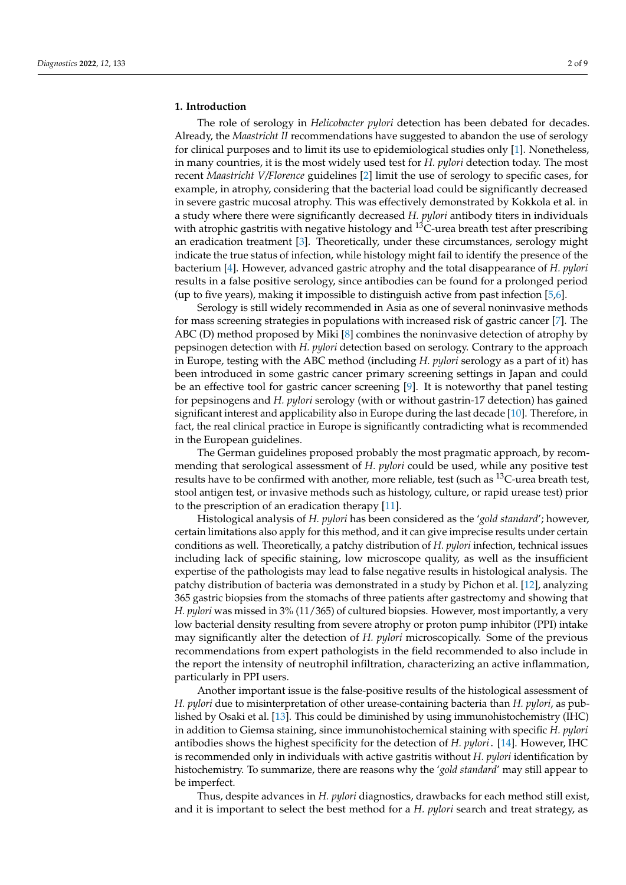## 1. Introduction

The role of serology in *Helicobacter pylori* detection has been debated for decades. Already, the *Maastricht II* recommendations have suggested to abandon the use of serology for clinical purposes and to limit its use to epidemiological studies only [1]. Nonetheless, in many countries, it is the most widely used test for *H. pylori* detection today. The most recent *Maastricht V/Florence* guidelines [2] limit the use of serology to specific cases, for example, in atrophy, considering that the bacterial load could be significantly decreased in severe gastric mucosal atrophy. This was effectively demonstrated by Kokkola et al. in a study where there were significantly decreased *H. pylori* antibody titers in individuals with atrophic gastritis with negative histology and $^{13}$C-urea breath test after prescribing an eradication treatment [3]. Theoretically, under these circumstances, serology might indicate the true status of infection, while histology might fail to identify the presence of the bacterium [4]. However, advanced gastric atrophy and the total disappearance of *H. pylori* results in a false positive serology, since antibodies can be found for a prolonged period (up to five years), making it impossible to distinguish active from past infection [5,6].

Serology is still widely recommended in Asia as one of several noninvasive methods for mass screening strategies in populations with increased risk of gastric cancer [7]. The ABC (D) method proposed by Miki [8] combines the noninvasive detection of atrophy by pepsinogen detection with *H. pylori* detection based on serology. Contrary to the approach in Europe, testing with the ABC method (including *H. pylori* serology as a part of it) has been introduced in some gastric cancer primary screening settings in Japan and could be an effective tool for gastric cancer screening [9]. It is noteworthy that panel testing for pepsinogens and *H. pylori* serology (with or without gastrin-17 detection) has gained significant interest and applicability also in Europe during the last decade [10]. Therefore, in fact, the real clinical practice in Europe is significantly contradicting what is recommended in the European guidelines.

The German guidelines proposed probably the most pragmatic approach, by recommending that serological assessment of *H. pylori* could be used, while any positive test results have to be confirmed with another, more reliable, test (such as $^{13}$C-urea breath test, stool antigen test, or invasive methods such as histology, culture, or rapid urease test) prior to the prescription of an eradication therapy [11].

Histological analysis of *H. pylori* has been considered as the '*gold standard*'; however, certain limitations also apply for this method, and it can give imprecise results under certain conditions as well. Theoretically, a patchy distribution of *H. pylori* infection, technical issues including lack of specific staining, low microscope quality, as well as the insufficient expertise of the pathologists may lead to false negative results in histological analysis. The patchy distribution of bacteria was demonstrated in a study by Pichon et al. [12], analyzing 365 gastric biopsies from the stomachs of three patients after gastrectomy and showing that *H. pylori* was missed in 3% (11/365) of cultured biopsies. However, most importantly, a very low bacterial density resulting from severe atrophy or proton pump inhibitor (PPI) intake may significantly alter the detection of *H. pylori* microscopically. Some of the previous recommendations from expert pathologists in the field recommended to also include in the report the intensity of neutrophil infiltration, characterizing an active inflammation, particularly in PPI users.

Another important issue is the false-positive results of the histological assessment of *H. pylori* due to misinterpretation of other urease-containing bacteria than *H. pylori*, as published by Osaki et al. [13]. This could be diminished by using immunohistochemistry (IHC) in addition to Giemsa staining, since immunohistochemical staining with specific *H. pylori* antibodies shows the highest specificity for the detection of *H. pylori* . [14]. However, IHC is recommended only in individuals with active gastritis without *H. pylori* identification by histochemistry. To summarize, there are reasons why the '*gold standard*' may still appear to be imperfect.

Thus, despite advances in *H. pylori* diagnostics, drawbacks for each method still exist, and it is important to select the best method for a *H. pylori* search and treat strategy, as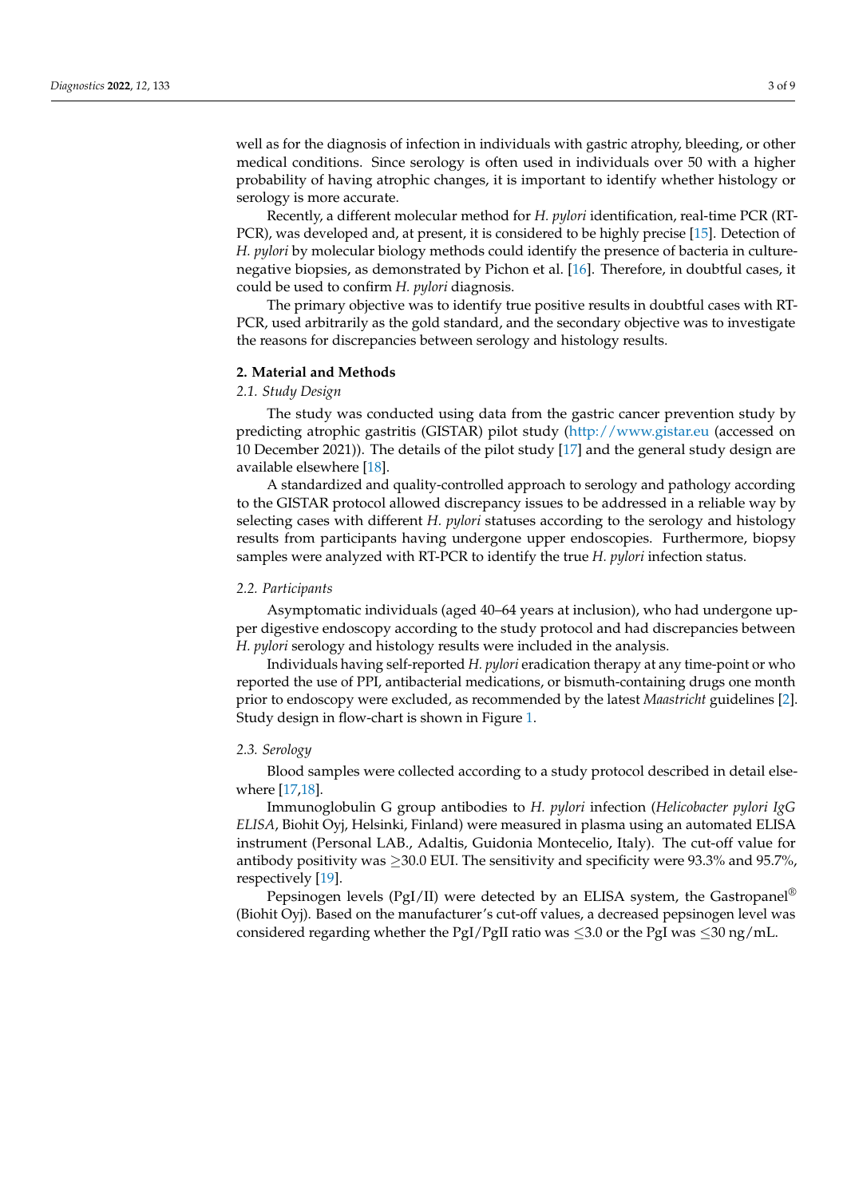well as for the diagnosis of infection in individuals with gastric atrophy, bleeding, or other medical conditions. Since serology is often used in individuals over 50 with a higher probability of having atrophic changes, it is important to identify whether histology or serology is more accurate.

Recently, a different molecular method for *H. pylori* identification, real-time PCR (RT-PCR), was developed and, at present, it is considered to be highly precise [15]. Detection of *H. pylori* by molecular biology methods could identify the presence of bacteria in culture-negative biopsies, as demonstrated by Pichon et al. [16]. Therefore, in doubtful cases, it could be used to confirm *H. pylori* diagnosis.

The primary objective was to identify true positive results in doubtful cases with RT-PCR, used arbitrarily as the gold standard, and the secondary objective was to investigate the reasons for discrepancies between serology and histology results.

## 2. Material and Methods

### 2.1. Study Design

The study was conducted using data from the gastric cancer prevention study by predicting atrophic gastritis (GISTAR) pilot study (http://www.gistar.eu (accessed on 10 December 2021)). The details of the pilot study [17] and the general study design are available elsewhere [18].

A standardized and quality-controlled approach to serology and pathology according to the GISTAR protocol allowed discrepancy issues to be addressed in a reliable way by selecting cases with different *H. pylori* statuses according to the serology and histology results from participants having undergone upper endoscopies. Furthermore, biopsy samples were analyzed with RT-PCR to identify the true *H. pylori* infection status.

### 2.2. Participants

Asymptomatic individuals (aged 40–64 years at inclusion), who had undergone upper digestive endoscopy according to the study protocol and had discrepancies between *H. pylori* serology and histology results were included in the analysis.

Individuals having self-reported *H. pylori* eradication therapy at any time-point or who reported the use of PPI, antibacterial medications, or bismuth-containing drugs one month prior to endoscopy were excluded, as recommended by the latest *Maastricht* guidelines [2]. Study design in flow-chart is shown in Figure 1.

### 2.3. Serology

Blood samples were collected according to a study protocol described in detail elsewhere [17,18].

Immunoglobulin G group antibodies to *H. pylori* infection (*Helicobacter pylori IgG ELISA*, Biohit Oyj, Helsinki, Finland) were measured in plasma using an automated ELISA instrument (Personal LAB., Adaltis, Guidonia Montecelio, Italy). The cut-off value for antibody positivity was $\geq$30.0 EUI. The sensitivity and specificity were 93.3% and 95.7%, respectively [19].

Pepsinogen levels (PgI/II) were detected by an ELISA system, the Gastropanel® (Biohit Oyj). Based on the manufacturer's cut-off values, a decreased pepsinogen level was considered regarding whether the PgI/PgII ratio was $\leq$3.0 or the PgI was $\leq$30 ng/mL.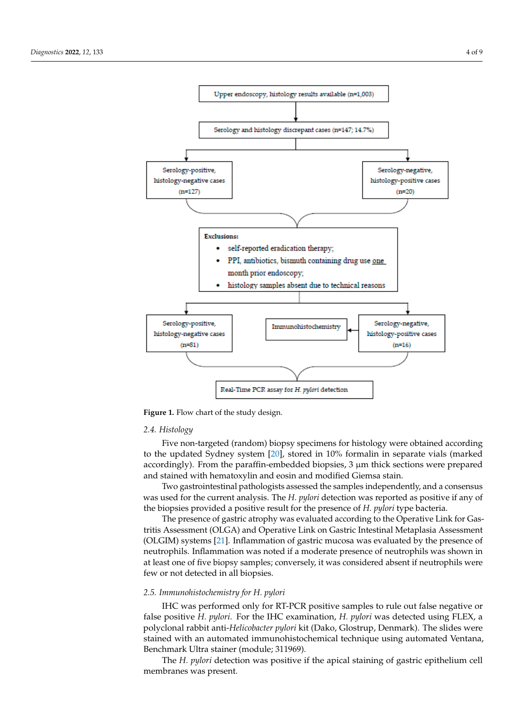Upper endoscopy, histology results available (n=1,003)

Serology and histology discrepant cases (n=147; 14.7%)

Serology-positive, histology-negative cases (n=127)

Serology-negative, histology-positive cases (n=20)

**Exclusions:**

- self-reported eradication therapy;
- PPI, antibiotics, bismuth containing drug use one month prior endoscopy;
- histology samples absent due to technical reasons

Serology-positive, histology-negative cases (n=81)

Immunohistochemistry

Serology-negative, histology-positive cases (n=16)

Real-Time PCR assay for *H. pylori* detection

**Figure 1.** Flow chart of the study design.

### 2.4. Histology

Five non-targeted (random) biopsy specimens for histology were obtained according to the updated Sydney system [20], stored in 10% formalin in separate vials (marked accordingly). From the paraffin-embedded biopsies, 3 µm thick sections were prepared and stained with hematoxylin and eosin and modified Giemsa stain.

Two gastrointestinal pathologists assessed the samples independently, and a consensus was used for the current analysis. The *H. pylori* detection was reported as positive if any of the biopsies provided a positive result for the presence of *H. pylori* type bacteria.

The presence of gastric atrophy was evaluated according to the Operative Link for Gastritis Assessment (OLGA) and Operative Link on Gastric Intestinal Metaplasia Assessment (OLGIM) systems [21]. Inflammation of gastric mucosa was evaluated by the presence of neutrophils. Inflammation was noted if a moderate presence of neutrophils was shown in at least one of five biopsy samples; conversely, it was considered absent if neutrophils were few or not detected in all biopsies.

### 2.5. Immunohistochemistry for H. pylori

IHC was performed only for RT-PCR positive samples to rule out false negative or false positive *H. pylori*. For the IHC examination, *H. pylori* was detected using FLEX, a polyclonal rabbit anti-*Helicobacter pylori* kit (Dako, Glostrup, Denmark). The slides were stained with an automated immunohistochemical technique using automated Ventana, Benchmark Ultra stainer (module; 311969).

The *H. pylori* detection was positive if the apical staining of gastric epithelium cell membranes was present.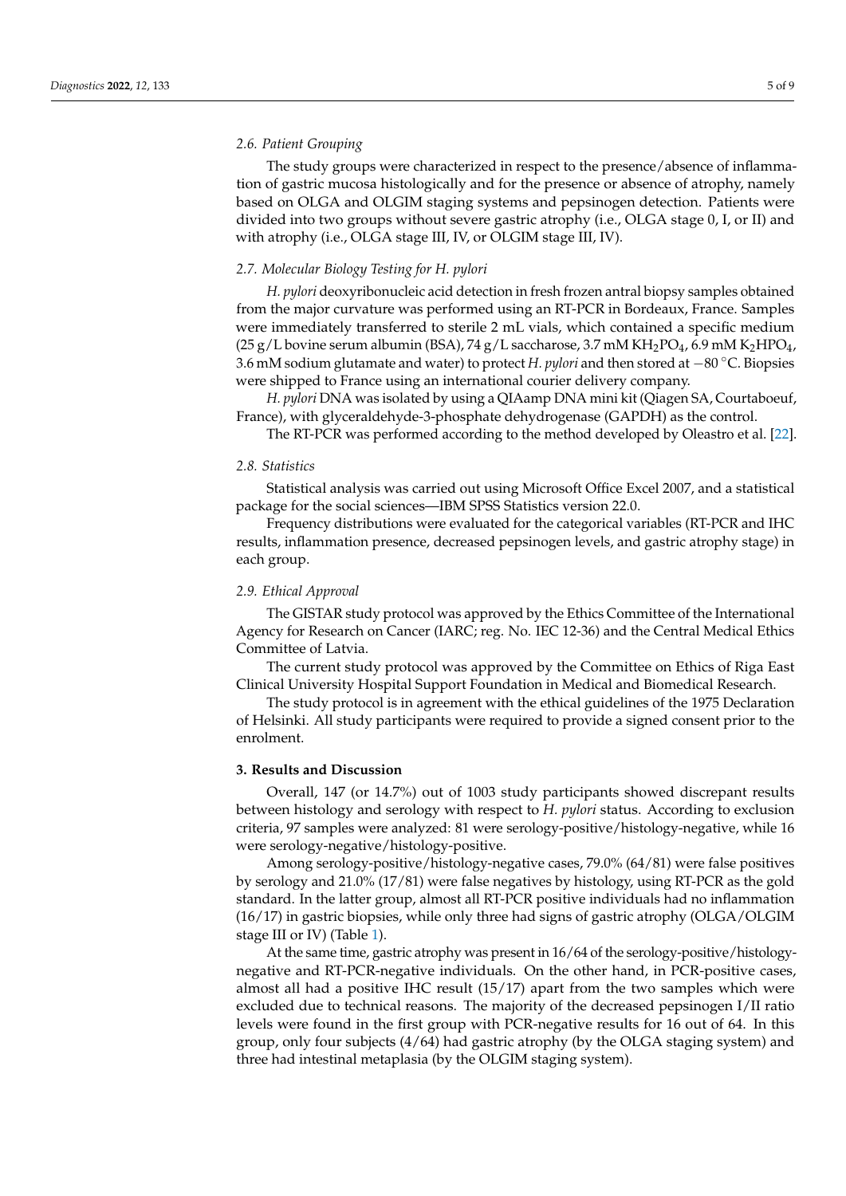### 2.6. Patient Grouping

The study groups were characterized in respect to the presence/absence of inflammation of gastric mucosa histologically and for the presence or absence of atrophy, namely based on OLGA and OLGIM staging systems and pepsinogen detection. Patients were divided into two groups without severe gastric atrophy (i.e., OLGA stage 0, I, or II) and with atrophy (i.e., OLGA stage III, IV, or OLGIM stage III, IV).

### 2.7. Molecular Biology Testing for H. pylori

*H. pylori* deoxyribonucleic acid detection in fresh frozen antral biopsy samples obtained from the major curvature was performed using an RT-PCR in Bordeaux, France. Samples were immediately transferred to sterile 2 mL vials, which contained a specific medium (25 g/L bovine serum albumin (BSA), 74 g/L saccharose, 3.7 mM $KH_2PO_4$, 6.9 mM $K_2HPO_4$, 3.6 mM sodium glutamate and water) to protect *H. pylori* and then stored at −80 °C. Biopsies were shipped to France using an international courier delivery company.

*H. pylori* DNA was isolated by using a QIAamp DNA mini kit (Qiagen SA, Courtaboeuf, France), with glyceraldehyde-3-phosphate dehydrogenase (GAPDH) as the control.

The RT-PCR was performed according to the method developed by Oleastro et al. [22].

### 2.8. Statistics

Statistical analysis was carried out using Microsoft Office Excel 2007, and a statistical package for the social sciences—IBM SPSS Statistics version 22.0.

Frequency distributions were evaluated for the categorical variables (RT-PCR and IHC results, inflammation presence, decreased pepsinogen levels, and gastric atrophy stage) in each group.

### 2.9. Ethical Approval

The GISTAR study protocol was approved by the Ethics Committee of the International Agency for Research on Cancer (IARC; reg. No. IEC 12-36) and the Central Medical Ethics Committee of Latvia.

The current study protocol was approved by the Committee on Ethics of Riga East Clinical University Hospital Support Foundation in Medical and Biomedical Research.

The study protocol is in agreement with the ethical guidelines of the 1975 Declaration of Helsinki. All study participants were required to provide a signed consent prior to the enrolment.

## 3. Results and Discussion

Overall, 147 (or 14.7%) out of 1003 study participants showed discrepant results between histology and serology with respect to *H. pylori* status. According to exclusion criteria, 97 samples were analyzed: 81 were serology-positive/histology-negative, while 16 were serology-negative/histology-positive.

Among serology-positive/histology-negative cases, 79.0% (64/81) were false positives by serology and 21.0% (17/81) were false negatives by histology, using RT-PCR as the gold standard. In the latter group, almost all RT-PCR positive individuals had no inflammation (16/17) in gastric biopsies, while only three had signs of gastric atrophy (OLGA/OLGIM stage III or IV) (Table 1).

At the same time, gastric atrophy was present in 16/64 of the serology-positive/histology-negative and RT-PCR-negative individuals. On the other hand, in PCR-positive cases, almost all had a positive IHC result (15/17) apart from the two samples which were excluded due to technical reasons. The majority of the decreased pepsinogen I/II ratio levels were found in the first group with PCR-negative results for 16 out of 64. In this group, only four subjects (4/64) had gastric atrophy (by the OLGA staging system) and three had intestinal metaplasia (by the OLGIM staging system).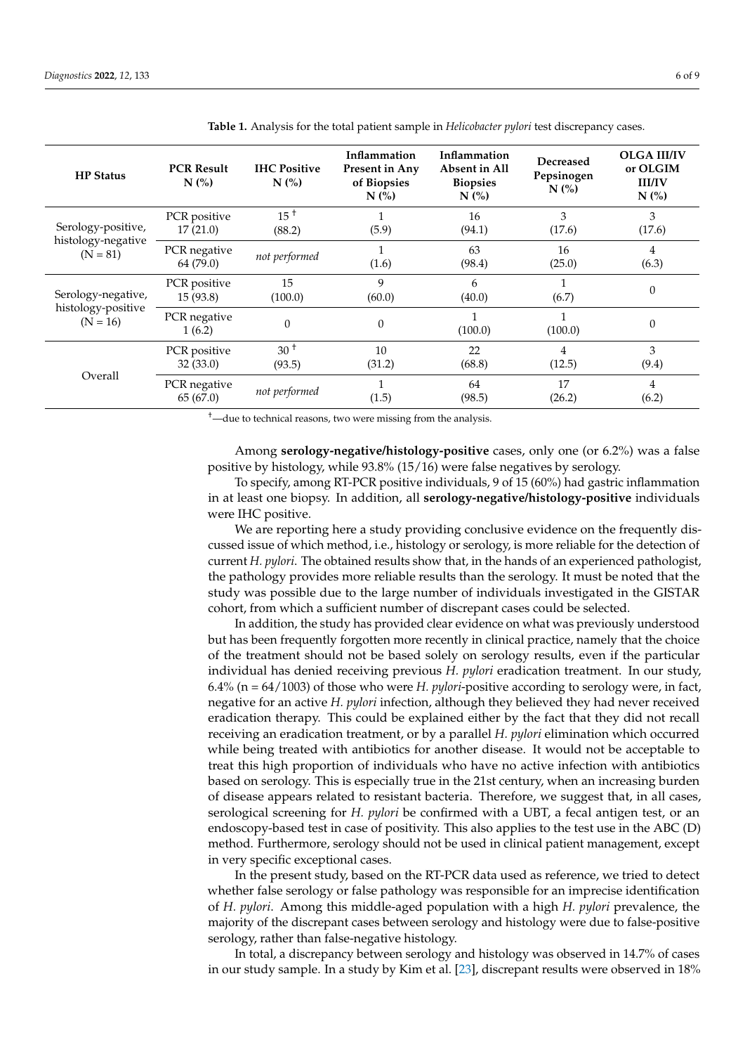**Table 1.** Analysis for the total patient sample in *Helicobacter pylori* test discrepancy cases.

| HP Status | PCR Result N (%) | IHC Positive N (%) | Inflammation Present in Any of Biopsies N (%) | Inflammation Absent in All Biopsies N (%) | Decreased Pepsinogen N (%) | OLGA III/IV or OLGIM III/IV N (%) |
|---|---|---|---|---|---|---|
| Serology-positive, histology-negative (N = 81) | PCR positive 17 (21.0) | 15 † (88.2) | 1 (5.9) | 16 (94.1) | 3 (17.6) | 3 (17.6) |
| | PCR negative 64 (79.0) | *not performed* | 1 (1.6) | 63 (98.4) | 16 (25.0) | 4 (6.3) |
| Serology-negative, histology-positive (N = 16) | PCR positive 15 (93.8) | 15 (100.0) | 9 (60.0) | 6 (40.0) | 1 (6.7) | 0 |
| | PCR negative 1 (6.2) | 0 | 0 | 1 (100.0) | 1 (100.0) | 0 |
| Overall | PCR positive 32 (33.0) | 30 † (93.5) | 10 (31.2) | 22 (68.8) | 4 (12.5) | 3 (9.4) |
| | PCR negative 65 (67.0) | *not performed* | 1 (1.5) | 64 (98.5) | 17 (26.2) | 4 (6.2) |

†—due to technical reasons, two were missing from the analysis.

Among **serology-negative/histology-positive** cases, only one (or 6.2%) was a false positive by histology, while 93.8% (15/16) were false negatives by serology.

To specify, among RT-PCR positive individuals, 9 of 15 (60%) had gastric inflammation in at least one biopsy. In addition, all **serology-negative/histology-positive** individuals were IHC positive.

We are reporting here a study providing conclusive evidence on the frequently discussed issue of which method, i.e., histology or serology, is more reliable for the detection of current *H. pylori*. The obtained results show that, in the hands of an experienced pathologist, the pathology provides more reliable results than the serology. It must be noted that the study was possible due to the large number of individuals investigated in the GISTAR cohort, from which a sufficient number of discrepant cases could be selected.

In addition, the study has provided clear evidence on what was previously understood but has been frequently forgotten more recently in clinical practice, namely that the choice of the treatment should not be based solely on serology results, even if the particular individual has denied receiving previous *H. pylori* eradication treatment. In our study, 6.4% (n = 64/1003) of those who were *H. pylori*-positive according to serology were, in fact, negative for an active *H. pylori* infection, although they believed they had never received eradication therapy. This could be explained either by the fact that they did not recall receiving an eradication treatment, or by a parallel *H. pylori* elimination which occurred while being treated with antibiotics for another disease. It would not be acceptable to treat this high proportion of individuals who have no active infection with antibiotics based on serology. This is especially true in the 21st century, when an increasing burden of disease appears related to resistant bacteria. Therefore, we suggest that, in all cases, serological screening for *H. pylori* be confirmed with a UBT, a fecal antigen test, or an endoscopy-based test in case of positivity. This also applies to the test use in the ABC (D) method. Furthermore, serology should not be used in clinical patient management, except in very specific exceptional cases.

In the present study, based on the RT-PCR data used as reference, we tried to detect whether false serology or false pathology was responsible for an imprecise identification of *H. pylori*. Among this middle-aged population with a high *H. pylori* prevalence, the majority of the discrepant cases between serology and histology were due to false-positive serology, rather than false-negative histology.

In total, a discrepancy between serology and histology was observed in 14.7% of cases in our study sample. In a study by Kim et al. [23], discrepant results were observed in 18%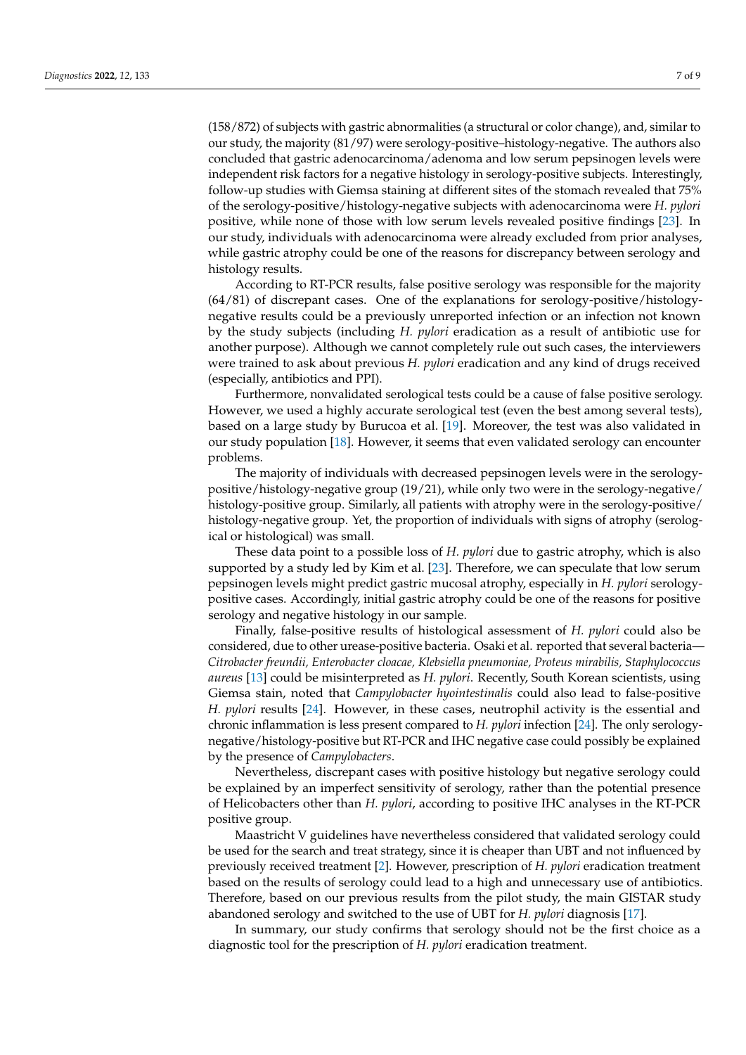(158/872) of subjects with gastric abnormalities (a structural or color change), and, similar to our study, the majority (81/97) were serology-positive–histology-negative. The authors also concluded that gastric adenocarcinoma/adenoma and low serum pepsinogen levels were independent risk factors for a negative histology in serology-positive subjects. Interestingly, follow-up studies with Giemsa staining at different sites of the stomach revealed that 75% of the serology-positive/histology-negative subjects with adenocarcinoma were *H. pylori* positive, while none of those with low serum levels revealed positive findings [23]. In our study, individuals with adenocarcinoma were already excluded from prior analyses, while gastric atrophy could be one of the reasons for discrepancy between serology and histology results.

According to RT-PCR results, false positive serology was responsible for the majority (64/81) of discrepant cases. One of the explanations for serology-positive/histology-negative results could be a previously unreported infection or an infection not known by the study subjects (including *H. pylori* eradication as a result of antibiotic use for another purpose). Although we cannot completely rule out such cases, the interviewers were trained to ask about previous *H. pylori* eradication and any kind of drugs received (especially, antibiotics and PPI).

Furthermore, nonvalidated serological tests could be a cause of false positive serology. However, we used a highly accurate serological test (even the best among several tests), based on a large study by Burucoa et al. [19]. Moreover, the test was also validated in our study population [18]. However, it seems that even validated serology can encounter problems.

The majority of individuals with decreased pepsinogen levels were in the serology-positive/histology-negative group (19/21), while only two were in the serology-negative/histology-positive group. Similarly, all patients with atrophy were in the serology-positive/histology-negative group. Yet, the proportion of individuals with signs of atrophy (serological or histological) was small.

These data point to a possible loss of *H. pylori* due to gastric atrophy, which is also supported by a study led by Kim et al. [23]. Therefore, we can speculate that low serum pepsinogen levels might predict gastric mucosal atrophy, especially in *H. pylori* serology-positive cases. Accordingly, initial gastric atrophy could be one of the reasons for positive serology and negative histology in our sample.

Finally, false-positive results of histological assessment of *H. pylori* could also be considered, due to other urease-positive bacteria. Osaki et al. reported that several bacteria—*Citrobacter freundii, Enterobacter cloacae, Klebsiella pneumoniae, Proteus mirabilis, Staphylococcus aureus* [13] could be misinterpreted as *H. pylori*. Recently, South Korean scientists, using Giemsa stain, noted that *Campylobacter hyointestinalis* could also lead to false-positive *H. pylori* results [24]. However, in these cases, neutrophil activity is the essential and chronic inflammation is less present compared to *H. pylori* infection [24]. The only serology-negative/histology-positive but RT-PCR and IHC negative case could possibly be explained by the presence of *Campylobacters*.

Nevertheless, discrepant cases with positive histology but negative serology could be explained by an imperfect sensitivity of serology, rather than the potential presence of Helicobacters other than *H. pylori*, according to positive IHC analyses in the RT-PCR positive group.

Maastricht V guidelines have nevertheless considered that validated serology could be used for the search and treat strategy, since it is cheaper than UBT and not influenced by previously received treatment [2]. However, prescription of *H. pylori* eradication treatment based on the results of serology could lead to a high and unnecessary use of antibiotics. Therefore, based on our previous results from the pilot study, the main GISTAR study abandoned serology and switched to the use of UBT for *H. pylori* diagnosis [17].

In summary, our study confirms that serology should not be the first choice as a diagnostic tool for the prescription of *H. pylori* eradication treatment.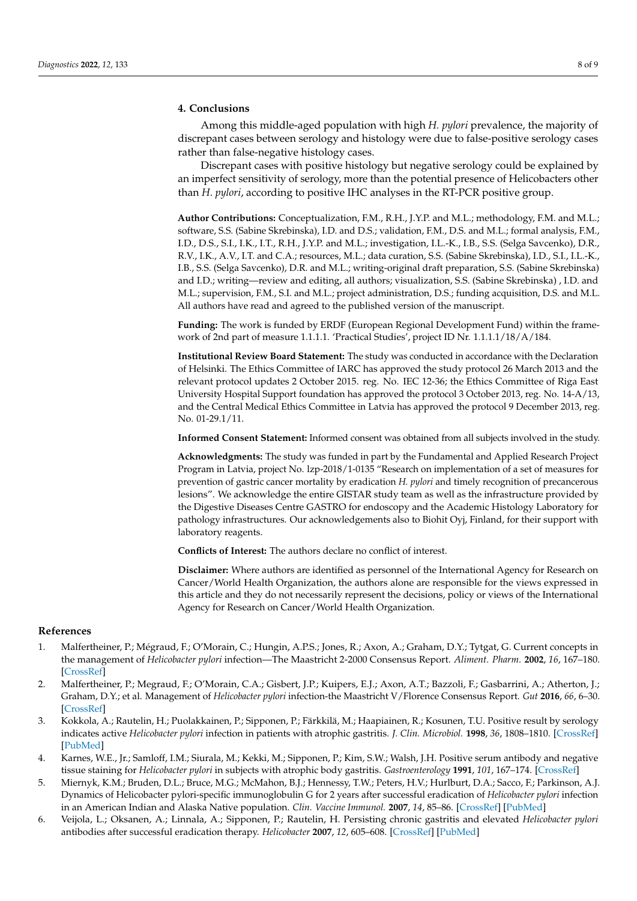## 4. Conclusions

Among this middle-aged population with high *H. pylori* prevalence, the majority of discrepant cases between serology and histology were due to false-positive serology cases rather than false-negative histology cases.

Discrepant cases with positive histology but negative serology could be explained by an imperfect sensitivity of serology, more than the potential presence of Helicobacters other than *H. pylori*, according to positive IHC analyses in the RT-PCR positive group.

**Author Contributions:** Conceptualization, F.M., R.H., J.Y.P. and M.L.; methodology, F.M. and M.L.; software, S.S. (Sabine Skrebinska), I.D. and D.S.; validation, F.M., D.S. and M.L.; formal analysis, F.M., I.D., D.S., S.I., I.K., I.T., R.H., J.Y.P. and M.L.; investigation, I.L.-K., I.B., S.S. (Selga Savcenko), D.R., R.V., I.K., A.V., I.T. and C.A.; resources, M.L.; data curation, S.S. (Sabine Skrebinska), I.D., S.I., I.L.-K., I.B., S.S. (Selga Savcenko), D.R. and M.L.; writing-original draft preparation, S.S. (Sabine Skrebinska) and I.D.; writing—review and editing, all authors; visualization, S.S. (Sabine Skrebinska) , I.D. and M.L.; supervision, F.M., S.I. and M.L.; project administration, D.S.; funding acquisition, D.S. and M.L. All authors have read and agreed to the published version of the manuscript.

**Funding:** The work is funded by ERDF (European Regional Development Fund) within the framework of 2nd part of measure 1.1.1.1. 'Practical Studies', project ID Nr. 1.1.1.1/18/A/184.

**Institutional Review Board Statement:** The study was conducted in accordance with the Declaration of Helsinki. The Ethics Committee of IARC has approved the study protocol 26 March 2013 and the relevant protocol updates 2 October 2015. reg. No. IEC 12-36; the Ethics Committee of Riga East University Hospital Support foundation has approved the protocol 3 October 2013, reg. No. 14-A/13, and the Central Medical Ethics Committee in Latvia has approved the protocol 9 December 2013, reg. No. 01-29.1/11.

**Informed Consent Statement:** Informed consent was obtained from all subjects involved in the study.

**Acknowledgments:** The study was funded in part by the Fundamental and Applied Research Project Program in Latvia, project No. lzp-2018/1-0135 "Research on implementation of a set of measures for prevention of gastric cancer mortality by eradication *H. pylori* and timely recognition of precancerous lesions". We acknowledge the entire GISTAR study team as well as the infrastructure provided by the Digestive Diseases Centre GASTRO for endoscopy and the Academic Histology Laboratory for pathology infrastructures. Our acknowledgements also to Biohit Oyj, Finland, for their support with laboratory reagents.

**Conflicts of Interest:** The authors declare no conflict of interest.

**Disclaimer:** Where authors are identified as personnel of the International Agency for Research on Cancer/World Health Organization, the authors alone are responsible for the views expressed in this article and they do not necessarily represent the decisions, policy or views of the International Agency for Research on Cancer/World Health Organization.

## References

1. Malfertheiner, P.; Mégraud, F.; O'Morain, C.; Hungin, A.P.S.; Jones, R.; Axon, A.; Graham, D.Y.; Tytgat, G. Current concepts in the management of *Helicobacter pylori* infection—The Maastricht 2-2000 Consensus Report. *Aliment. Pharm.* **2002**, *16*, 167–180. [CrossRef]
2. Malfertheiner, P.; Megraud, F.; O'Morain, C.A.; Gisbert, J.P.; Kuipers, E.J.; Axon, A.T.; Bazzoli, F.; Gasbarrini, A.; Atherton, J.; Graham, D.Y.; et al. Management of *Helicobacter pylori* infection-the Maastricht V/Florence Consensus Report. *Gut* **2016**, *66*, 6–30. [CrossRef]
3. Kokkola, A.; Rautelin, H.; Puolakkainen, P.; Sipponen, P.; Färkkilä, M.; Haapiainen, R.; Kosunen, T.U. Positive result by serology indicates active *Helicobacter pylori* infection in patients with atrophic gastritis. *J. Clin. Microbiol.* **1998**, *36*, 1808–1810. [CrossRef] [PubMed]
4. Karnes, W.E., Jr.; Samloff, I.M.; Siurala, M.; Kekki, M.; Sipponen, P.; Kim, S.W.; Walsh, J.H. Positive serum antibody and negative tissue staining for *Helicobacter pylori* in subjects with atrophic body gastritis. *Gastroenterology* **1991**, *101*, 167–174. [CrossRef]
5. Miernyk, K.M.; Bruden, D.L.; Bruce, M.G.; McMahon, B.J.; Hennessy, T.W.; Peters, H.V.; Hurlburt, D.A.; Sacco, F.; Parkinson, A.J. Dynamics of Helicobacter pylori-specific immunoglobulin G for 2 years after successful eradication of *Helicobacter pylori* infection in an American Indian and Alaska Native population. *Clin. Vaccine Immunol.* **2007**, *14*, 85–86. [CrossRef] [PubMed]
6. Veijola, L.; Oksanen, A.; Linnala, A.; Sipponen, P.; Rautelin, H. Persisting chronic gastritis and elevated *Helicobacter pylori* antibodies after successful eradication therapy. *Helicobacter* **2007**, *12*, 605–608. [CrossRef] [PubMed]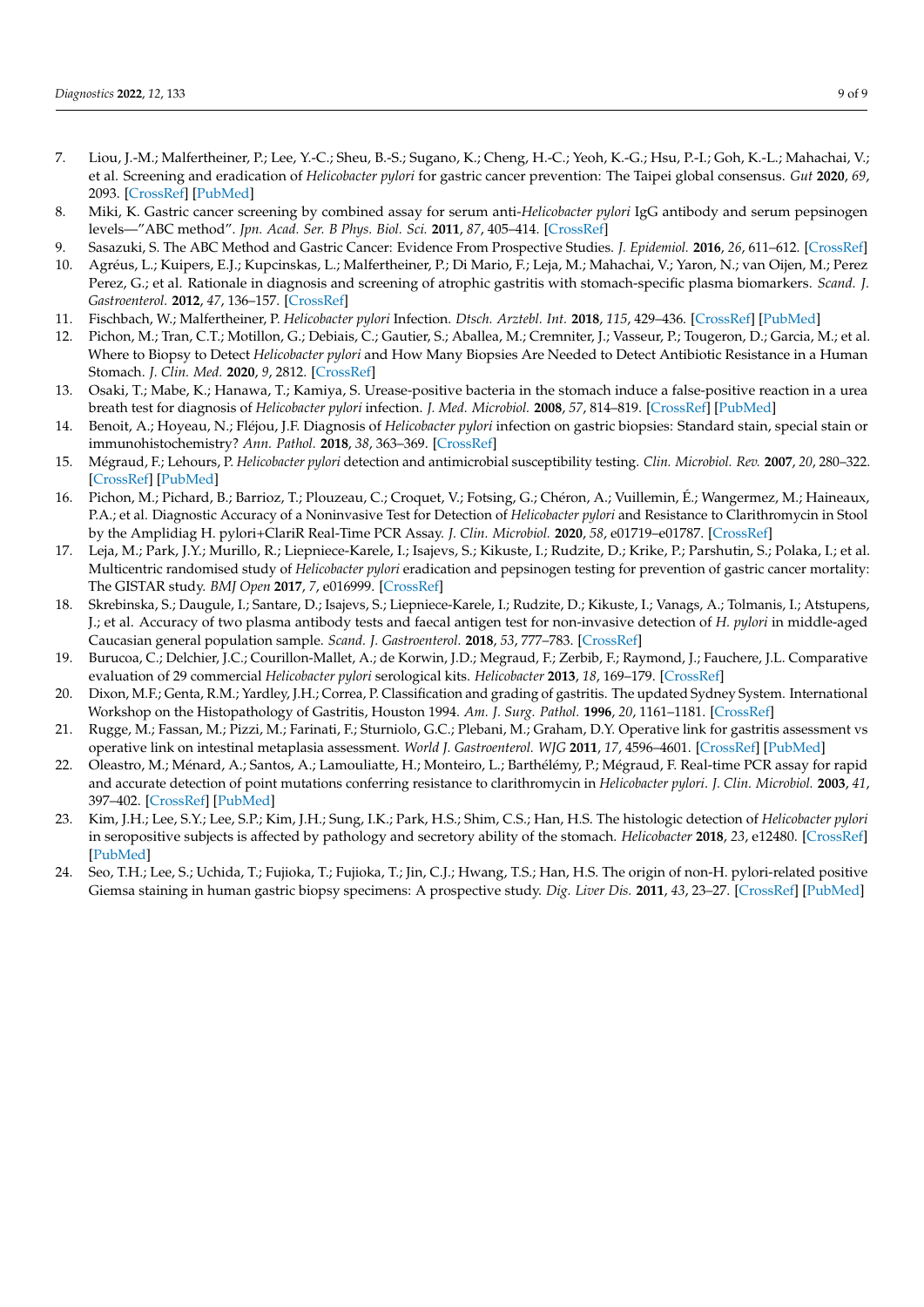7. Liou, J.-M.; Malfertheiner, P.; Lee, Y.-C.; Sheu, B.-S.; Sugano, K.; Cheng, H.-C.; Yeoh, K.-G.; Hsu, P.-I.; Goh, K.-L.; Mahachai, V.; et al. Screening and eradication of *Helicobacter pylori* for gastric cancer prevention: The Taipei global consensus. *Gut* **2020**, *69*, 2093. [CrossRef] [PubMed]
8. Miki, K. Gastric cancer screening by combined assay for serum anti-*Helicobacter pylori* IgG antibody and serum pepsinogen levels—"ABC method". *Jpn. Acad. Ser. B Phys. Biol. Sci.* **2011**, *87*, 405–414. [CrossRef]
9. Sasazuki, S. The ABC Method and Gastric Cancer: Evidence From Prospective Studies. *J. Epidemiol.* **2016**, *26*, 611–612. [CrossRef]
10. Agréus, L.; Kuipers, E.J.; Kupcinskas, L.; Malfertheiner, P.; Di Mario, F.; Leja, M.; Mahachai, V.; Yaron, N.; van Oijen, M.; Perez Perez, G.; et al. Rationale in diagnosis and screening of atrophic gastritis with stomach-specific plasma biomarkers. *Scand. J. Gastroenterol.* **2012**, *47*, 136–157. [CrossRef]
11. Fischbach, W.; Malfertheiner, P. *Helicobacter pylori* Infection. *Dtsch. Arztebl. Int.* **2018**, *115*, 429–436. [CrossRef] [PubMed]
12. Pichon, M.; Tran, C.T.; Motillon, G.; Debiais, C.; Gautier, S.; Aballea, M.; Cremniter, J.; Vasseur, P.; Tougeron, D.; Garcia, M.; et al. Where to Biopsy to Detect *Helicobacter pylori* and How Many Biopsies Are Needed to Detect Antibiotic Resistance in a Human Stomach. *J. Clin. Med.* **2020**, *9*, 2812. [CrossRef]
13. Osaki, T.; Mabe, K.; Hanawa, T.; Kamiya, S. Urease-positive bacteria in the stomach induce a false-positive reaction in a urea breath test for diagnosis of *Helicobacter pylori* infection. *J. Med. Microbiol.* **2008**, *57*, 814–819. [CrossRef] [PubMed]
14. Benoit, A.; Hoyeau, N.; Fléjou, J.F. Diagnosis of *Helicobacter pylori* infection on gastric biopsies: Standard stain, special stain or immunohistochemistry? *Ann. Pathol.* **2018**, *38*, 363–369. [CrossRef]
15. Mégraud, F.; Lehours, P. *Helicobacter pylori* detection and antimicrobial susceptibility testing. *Clin. Microbiol. Rev.* **2007**, *20*, 280–322. [CrossRef] [PubMed]
16. Pichon, M.; Pichard, B.; Barrioz, T.; Plouzeau, C.; Croquet, V.; Fotsing, G.; Chéron, A.; Vuillemin, É.; Wangermez, M.; Haineaux, P.A.; et al. Diagnostic Accuracy of a Noninvasive Test for Detection of *Helicobacter pylori* and Resistance to Clarithromycin in Stool by the Amplidiag H. pylori+ClariR Real-Time PCR Assay. *J. Clin. Microbiol.* **2020**, *58*, e01719–e01787. [CrossRef]
17. Leja, M.; Park, J.Y.; Murillo, R.; Liepniece-Karele, I.; Isajevs, S.; Kikuste, I.; Rudzite, D.; Krike, P.; Parshutin, S.; Polaka, I.; et al. Multicentric randomised study of *Helicobacter pylori* eradication and pepsinogen testing for prevention of gastric cancer mortality: The GISTAR study. *BMJ Open* **2017**, *7*, e016999. [CrossRef]
18. Skrebinska, S.; Daugule, I.; Santare, D.; Isajevs, S.; Liepniece-Karele, I.; Rudzite, D.; Kikuste, I.; Vanags, A.; Tolmanis, I.; Atstupens, J.; et al. Accuracy of two plasma antibody tests and faecal antigen test for non-invasive detection of *H. pylori* in middle-aged Caucasian general population sample. *Scand. J. Gastroenterol.* **2018**, *53*, 777–783. [CrossRef]
19. Burucoa, C.; Delchier, J.C.; Courillon-Mallet, A.; de Korwin, J.D.; Megraud, F.; Zerbib, F.; Raymond, J.; Fauchere, J.L. Comparative evaluation of 29 commercial *Helicobacter pylori* serological kits. *Helicobacter* **2013**, *18*, 169–179. [CrossRef]
20. Dixon, M.F.; Genta, R.M.; Yardley, J.H.; Correa, P. Classification and grading of gastritis. The updated Sydney System. International Workshop on the Histopathology of Gastritis, Houston 1994. *Am. J. Surg. Pathol.* **1996**, *20*, 1161–1181. [CrossRef]
21. Rugge, M.; Fassan, M.; Pizzi, M.; Farinati, F.; Sturniolo, G.C.; Plebani, M.; Graham, D.Y. Operative link for gastritis assessment vs operative link on intestinal metaplasia assessment. *World J. Gastroenterol. WJG* **2011**, *17*, 4596–4601. [CrossRef] [PubMed]
22. Oleastro, M.; Ménard, A.; Santos, A.; Lamouliatte, H.; Monteiro, L.; Barthélémy, P.; Mégraud, F. Real-time PCR assay for rapid and accurate detection of point mutations conferring resistance to clarithromycin in *Helicobacter pylori*. *J. Clin. Microbiol.* **2003**, *41*, 397–402. [CrossRef] [PubMed]
23. Kim, J.H.; Lee, S.Y.; Lee, S.P.; Kim, J.H.; Sung, I.K.; Park, H.S.; Shim, C.S.; Han, H.S. The histologic detection of *Helicobacter pylori* in seropositive subjects is affected by pathology and secretory ability of the stomach. *Helicobacter* **2018**, *23*, e12480. [CrossRef] [PubMed]
24. Seo, T.H.; Lee, S.; Uchida, T.; Fujioka, T.; Fujioka, T.; Jin, C.J.; Hwang, T.S.; Han, H.S. The origin of non-H. pylori-related positive Giemsa staining in human gastric biopsy specimens: A prospective study. *Dig. Liver Dis.* **2011**, *43*, 23–27. [CrossRef] [PubMed]